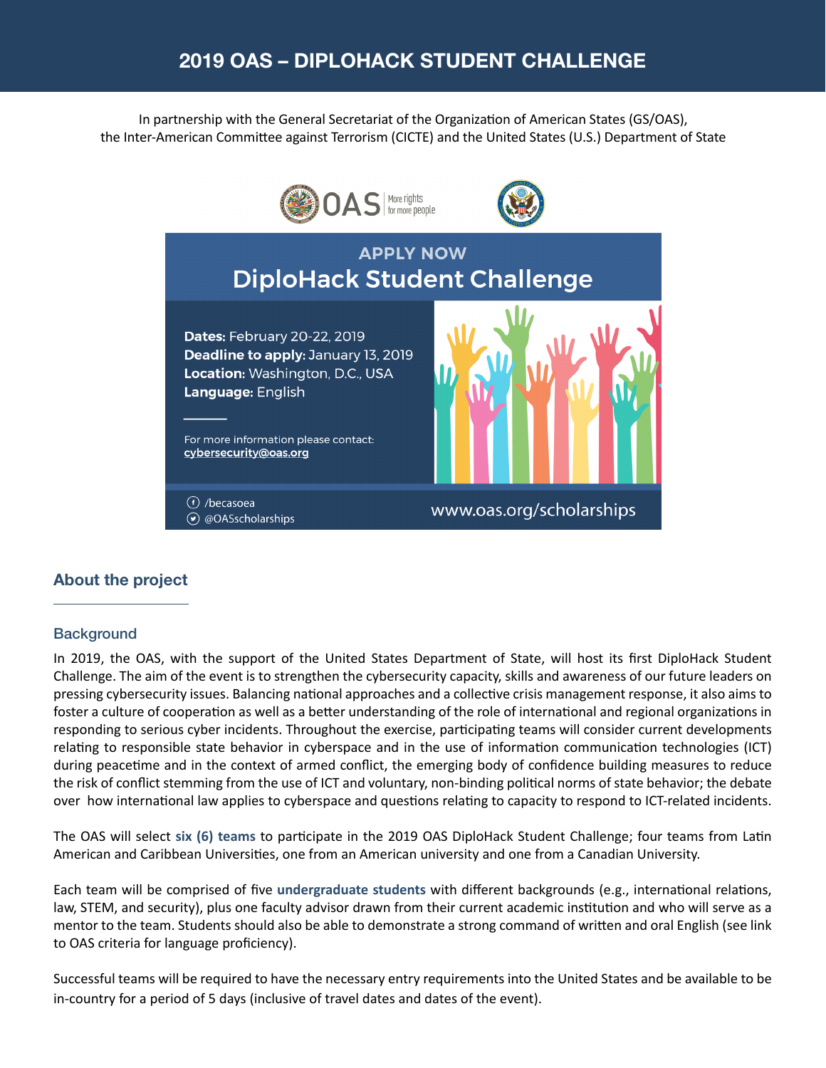# 2019 OAS – DIPLOHACK STUDENT CHALLENGE

In partnership with the General Secretariat of the Organization of American States (GS/OAS), the Inter-American Committee against Terrorism (CICTE) and the United States (U.S.) Department of State

OAS More rights for more people

APPLY NOW

DiploHack Student Challenge

**Dates:** February 20-22, 2019
**Deadline to apply:** January 13, 2019
**Location:** Washington, D.C., USA
**Language:** English

For more information please contact:
cybersecurity@oas.org

/becasoea
@OASscholarships

www.oas.org/scholarships

## About the project

### Background

In 2019, the OAS, with the support of the United States Department of State, will host its first DiploHack Student Challenge. The aim of the event is to strengthen the cybersecurity capacity, skills and awareness of our future leaders on pressing cybersecurity issues. Balancing national approaches and a collective crisis management response, it also aims to foster a culture of cooperation as well as a better understanding of the role of international and regional organizations in responding to serious cyber incidents. Throughout the exercise, participating teams will consider current developments relating to responsible state behavior in cyberspace and in the use of information communication technologies (ICT) during peacetime and in the context of armed conflict, the emerging body of confidence building measures to reduce the risk of conflict stemming from the use of ICT and voluntary, non-binding political norms of state behavior; the debate over how international law applies to cyberspace and questions relating to capacity to respond to ICT-related incidents.

The OAS will select **six (6) teams** to participate in the 2019 OAS DiploHack Student Challenge; four teams from Latin American and Caribbean Universities, one from an American university and one from a Canadian University.

Each team will be comprised of five **undergraduate students** with different backgrounds (e.g., international relations, law, STEM, and security), plus one faculty advisor drawn from their current academic institution and who will serve as a mentor to the team. Students should also be able to demonstrate a strong command of written and oral English (see link to OAS criteria for language proficiency).

Successful teams will be required to have the necessary entry requirements into the United States and be available to be in-country for a period of 5 days (inclusive of travel dates and dates of the event).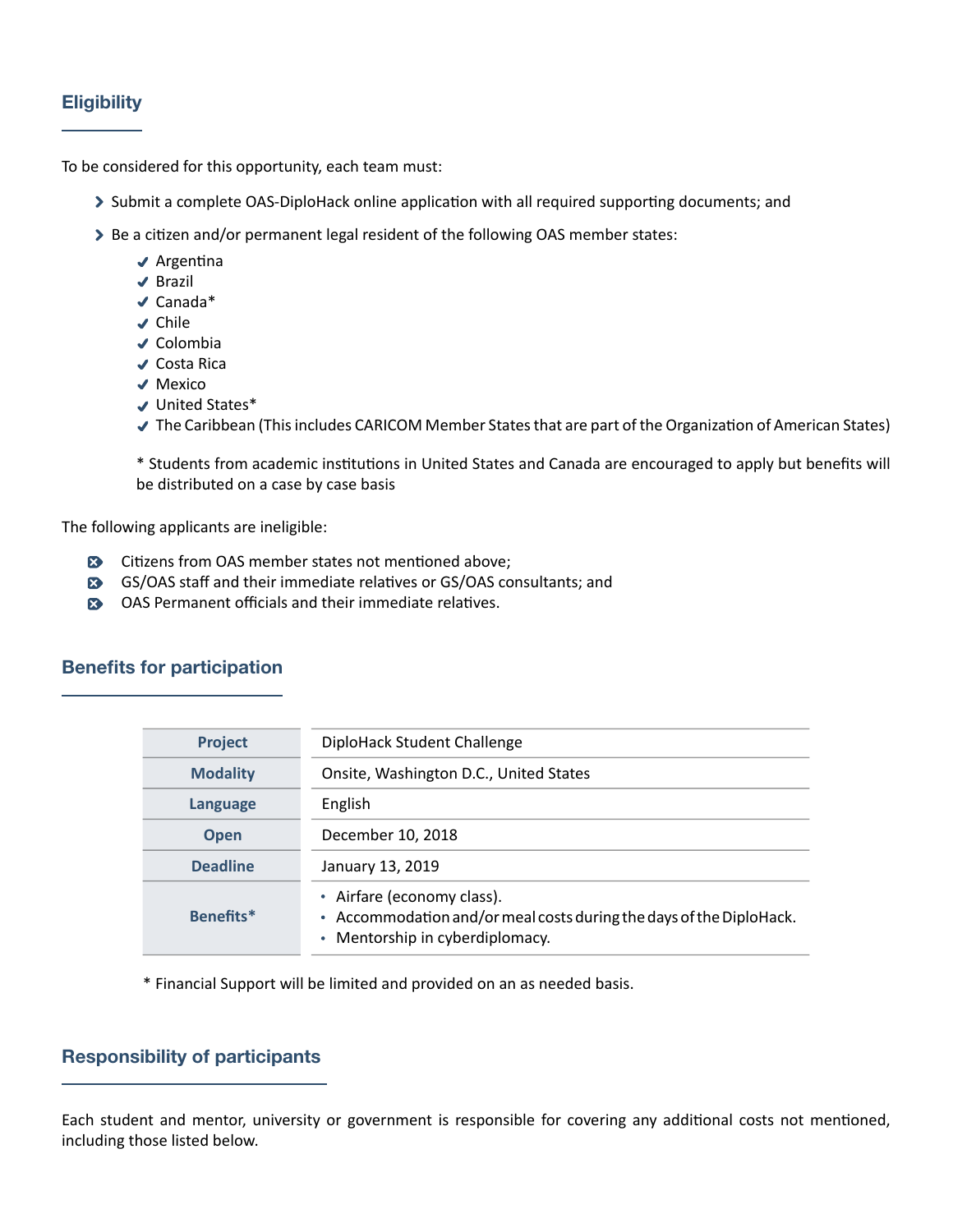## Eligibility

To be considered for this opportunity, each team must:

- Submit a complete OAS-DiploHack online application with all required supporting documents; and
- Be a citizen and/or permanent legal resident of the following OAS member states:
  - Argentina
  - Brazil
  - Canada*
  - Chile
  - Colombia
  - Costa Rica
  - Mexico
  - United States*
  - The Caribbean (This includes CARICOM Member States that are part of the Organization of American States)

  * Students from academic institutions in United States and Canada are encouraged to apply but benefits will be distributed on a case by case basis

The following applicants are ineligible:

- Citizens from OAS member states not mentioned above;
- GS/OAS staff and their immediate relatives or GS/OAS consultants; and
- OAS Permanent officials and their immediate relatives.

## Benefits for participation

| | |
|---|---|
| **Project** | DiploHack Student Challenge |
| **Modality** | Onsite, Washington D.C., United States |
| **Language** | English |
| **Open** | December 10, 2018 |
| **Deadline** | January 13, 2019 |
| **Benefits*** | • Airfare (economy class).<br>• Accommodation and/or meal costs during the days of the DiploHack.<br>• Mentorship in cyberdiplomacy. |

* Financial Support will be limited and provided on an as needed basis.

## Responsibility of participants

Each student and mentor, university or government is responsible for covering any additional costs not mentioned, including those listed below.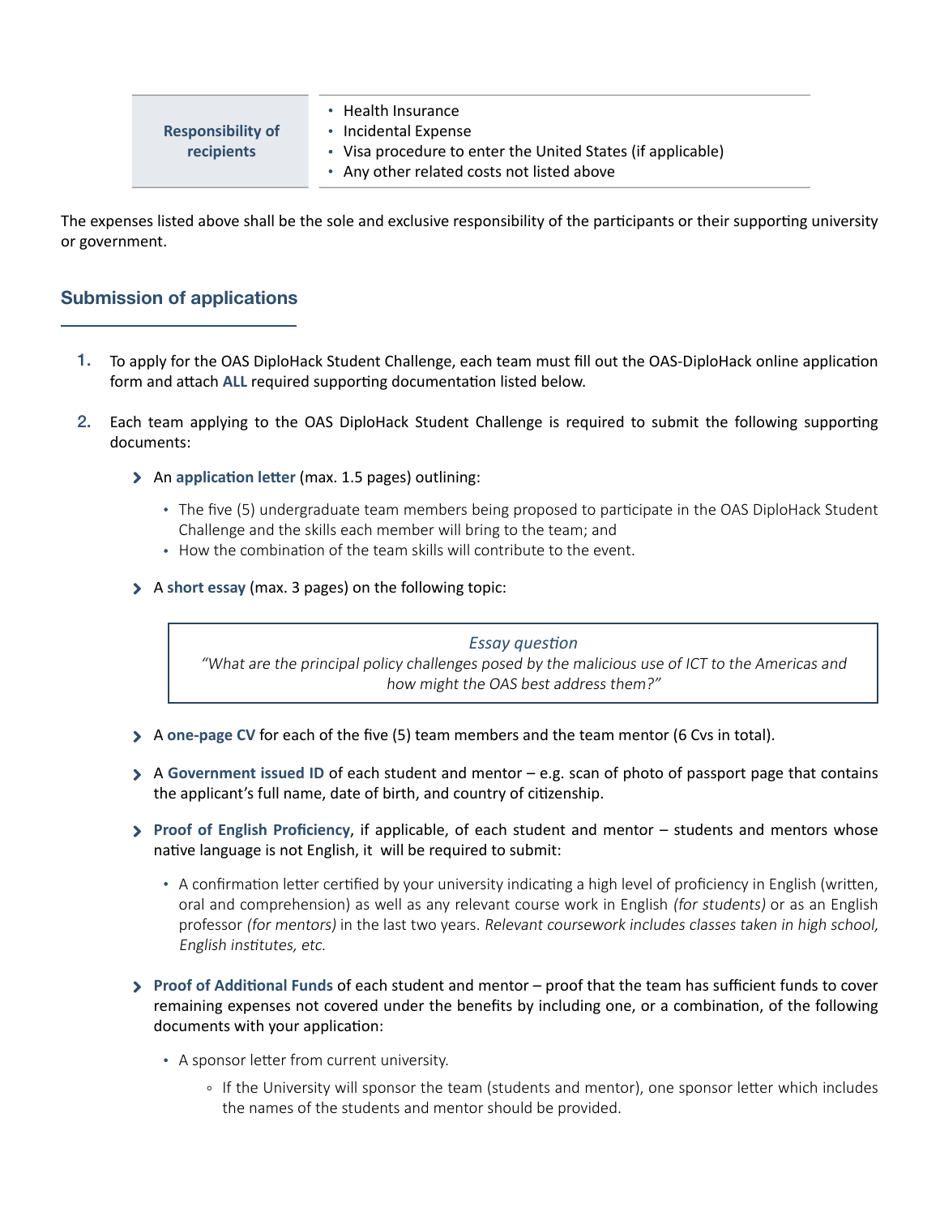| Responsibility of recipients | • Health Insurance<br>• Incidental Expense<br>• Visa procedure to enter the United States (if applicable)<br>• Any other related costs not listed above |
|---|---|

The expenses listed above shall be the sole and exclusive responsibility of the participants or their supporting university or government.

## Submission of applications

1. To apply for the OAS DiploHack Student Challenge, each team must fill out the OAS-DiploHack online application form and attach **ALL** required supporting documentation listed below.

2. Each team applying to the OAS DiploHack Student Challenge is required to submit the following supporting documents:

   - An **application letter** (max. 1.5 pages) outlining:
     - The five (5) undergraduate team members being proposed to participate in the OAS DiploHack Student Challenge and the skills each member will bring to the team; and
     - How the combination of the team skills will contribute to the event.

   - A **short essay** (max. 3 pages) on the following topic:

     > *Essay question*
     > *"What are the principal policy challenges posed by the malicious use of ICT to the Americas and how might the OAS best address them?"*

   - A **one-page CV** for each of the five (5) team members and the team mentor (6 Cvs in total).

   - A **Government issued ID** of each student and mentor – e.g. scan of photo of passport page that contains the applicant's full name, date of birth, and country of citizenship.

   - **Proof of English Proficiency**, if applicable, of each student and mentor – students and mentors whose native language is not English, it will be required to submit:
     - A confirmation letter certified by your university indicating a high level of proficiency in English (written, oral and comprehension) as well as any relevant course work in English *(for students)* or as an English professor *(for mentors)* in the last two years. *Relevant coursework includes classes taken in high school, English institutes, etc.*

   - **Proof of Additional Funds** of each student and mentor – proof that the team has sufficient funds to cover remaining expenses not covered under the benefits by including one, or a combination, of the following documents with your application:
     - A sponsor letter from current university.
       - If the University will sponsor the team (students and mentor), one sponsor letter which includes the names of the students and mentor should be provided.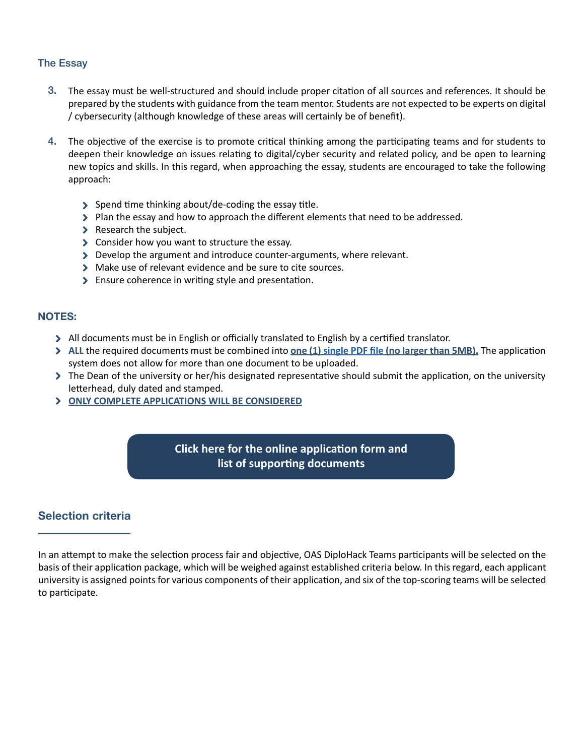## The Essay

3. The essay must be well-structured and should include proper citation of all sources and references. It should be prepared by the students with guidance from the team mentor. Students are not expected to be experts on digital / cybersecurity (although knowledge of these areas will certainly be of benefit).

4. The objective of the exercise is to promote critical thinking among the participating teams and for students to deepen their knowledge on issues relating to digital/cyber security and related policy, and be open to learning new topics and skills. In this regard, when approaching the essay, students are encouraged to take the following approach:

    - Spend time thinking about/de-coding the essay title.
    - Plan the essay and how to approach the different elements that need to be addressed.
    - Research the subject.
    - Consider how you want to structure the essay.
    - Develop the argument and introduce counter-arguments, where relevant.
    - Make use of relevant evidence and be sure to cite sources.
    - Ensure coherence in writing style and presentation.

### NOTES:

- All documents must be in English or officially translated to English by a certified translator.
- **ALL** the required documents must be combined into **one (1) single PDF file (no larger than 5MB).** The application system does not allow for more than one document to be uploaded.
- The Dean of the university or her/his designated representative should submit the application, on the university letterhead, duly dated and stamped.
- **ONLY COMPLETE APPLICATIONS WILL BE CONSIDERED**

**Click here for the online application form and list of supporting documents**

## Selection criteria

In an attempt to make the selection process fair and objective, OAS DiploHack Teams participants will be selected on the basis of their application package, which will be weighed against established criteria below. In this regard, each applicant university is assigned points for various components of their application, and six of the top-scoring teams will be selected to participate.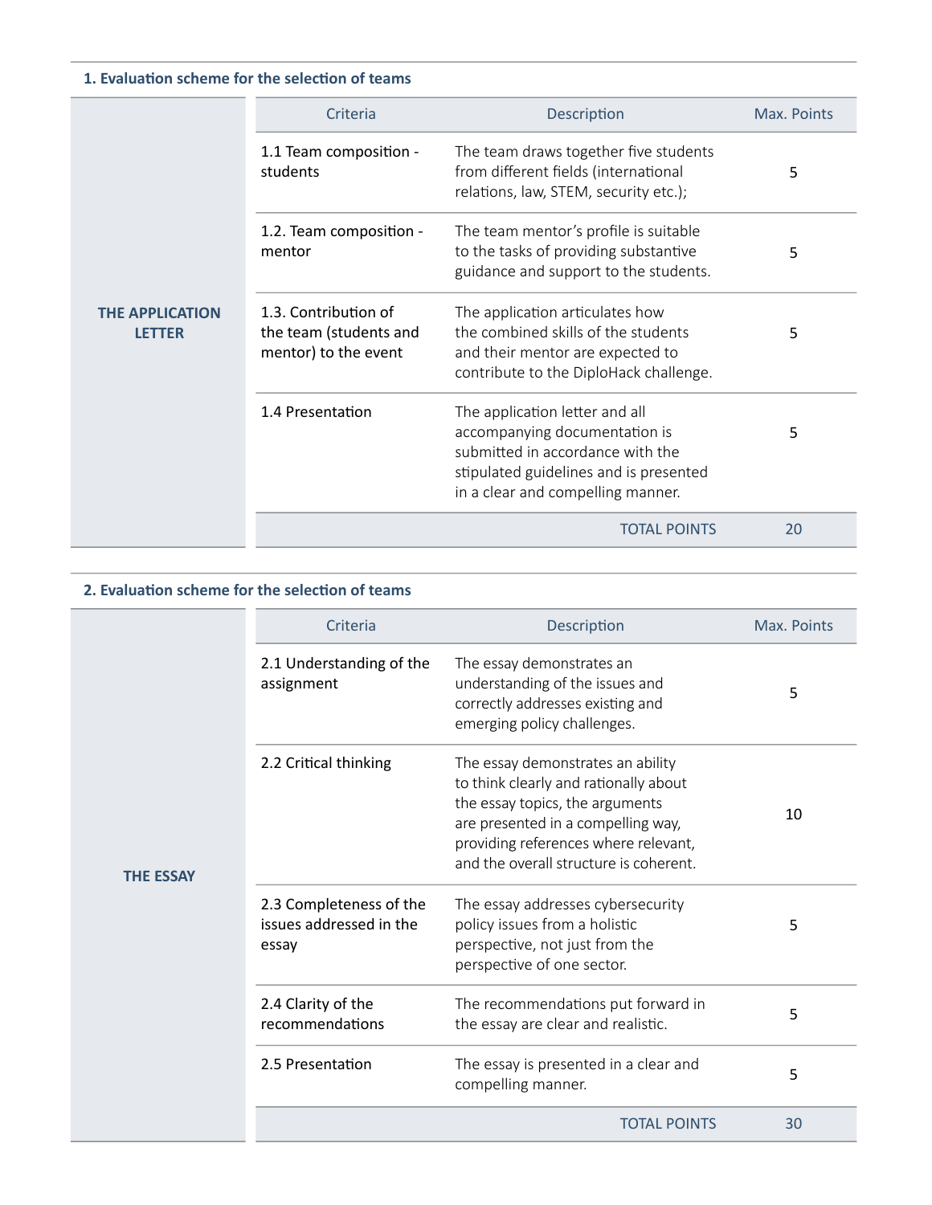### 1. Evaluation scheme for the selection of teams

| | Criteria | Description | Max. Points |
|---|---|---|---|
| **THE APPLICATION LETTER** | 1.1 Team composition - students | The team draws together five students from different fields (international relations, law, STEM, security etc.); | 5 |
| | 1.2. Team composition - mentor | The team mentor's profile is suitable to the tasks of providing substantive guidance and support to the students. | 5 |
| | 1.3. Contribution of the team (students and mentor) to the event | The application articulates how the combined skills of the students and their mentor are expected to contribute to the DiploHack challenge. | 5 |
| | 1.4 Presentation | The application letter and all accompanying documentation is submitted in accordance with the stipulated guidelines and is presented in a clear and compelling manner. | 5 |
| | | TOTAL POINTS | 20 |

### 2. Evaluation scheme for the selection of teams

| | Criteria | Description | Max. Points |
|---|---|---|---|
| **THE ESSAY** | 2.1 Understanding of the assignment | The essay demonstrates an understanding of the issues and correctly addresses existing and emerging policy challenges. | 5 |
| | 2.2 Critical thinking | The essay demonstrates an ability to think clearly and rationally about the essay topics, the arguments are presented in a compelling way, providing references where relevant, and the overall structure is coherent. | 10 |
| | 2.3 Completeness of the issues addressed in the essay | The essay addresses cybersecurity policy issues from a holistic perspective, not just from the perspective of one sector. | 5 |
| | 2.4 Clarity of the recommendations | The recommendations put forward in the essay are clear and realistic. | 5 |
| | 2.5 Presentation | The essay is presented in a clear and compelling manner. | 5 |
| | | TOTAL POINTS | 30 |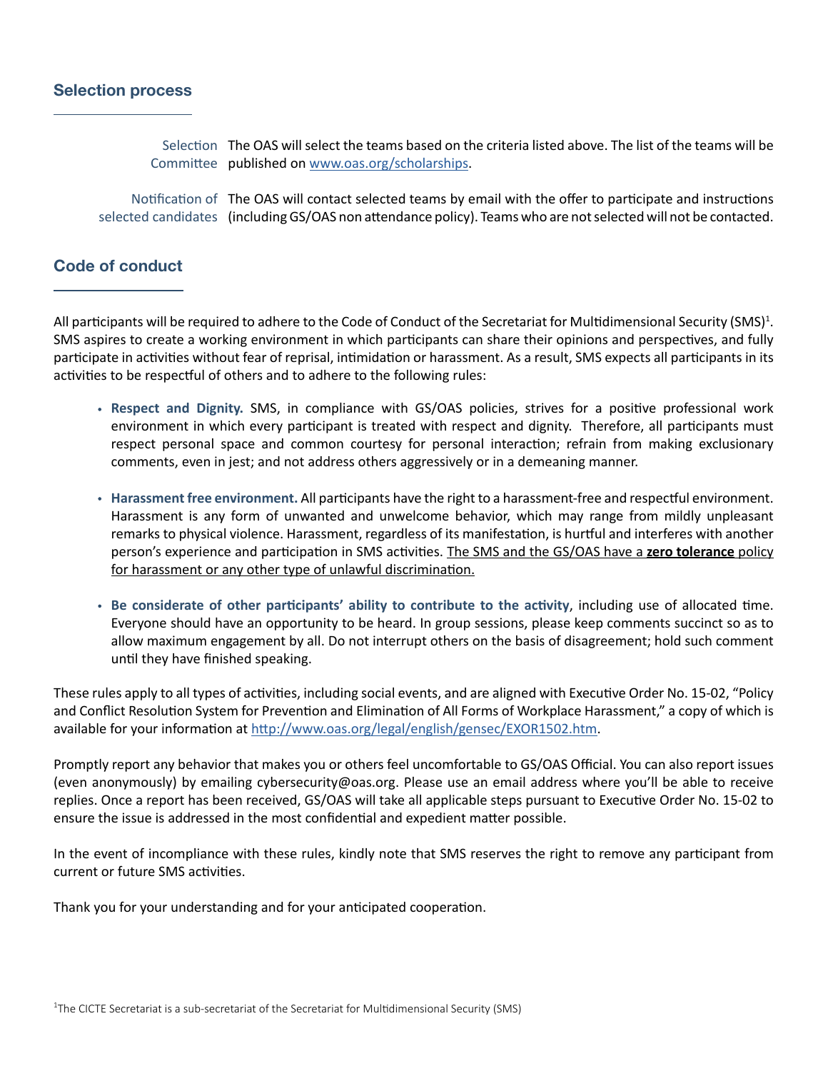## Selection process

**Selection Committee** The OAS will select the teams based on the criteria listed above. The list of the teams will be published on [www.oas.org/scholarships](www.oas.org/scholarships).

**Notification of selected candidates** The OAS will contact selected teams by email with the offer to participate and instructions (including GS/OAS non attendance policy). Teams who are not selected will not be contacted.

## Code of conduct

All participants will be required to adhere to the Code of Conduct of the Secretariat for Multidimensional Security (SMS)[1]. SMS aspires to create a working environment in which participants can share their opinions and perspectives, and fully participate in activities without fear of reprisal, intimidation or harassment. As a result, SMS expects all participants in its activities to be respectful of others and to adhere to the following rules:

- **Respect and Dignity.** SMS, in compliance with GS/OAS policies, strives for a positive professional work environment in which every participant is treated with respect and dignity. Therefore, all participants must respect personal space and common courtesy for personal interaction; refrain from making exclusionary comments, even in jest; and not address others aggressively or in a demeaning manner.

- **Harassment free environment.** All participants have the right to a harassment-free and respectful environment. Harassment is any form of unwanted and unwelcome behavior, which may range from mildly unpleasant remarks to physical violence. Harassment, regardless of its manifestation, is hurtful and interferes with another person's experience and participation in SMS activities. The SMS and the GS/OAS have a **zero tolerance** policy for harassment or any other type of unlawful discrimination.

- **Be considerate of other participants' ability to contribute to the activity**, including use of allocated time. Everyone should have an opportunity to be heard. In group sessions, please keep comments succinct so as to allow maximum engagement by all. Do not interrupt others on the basis of disagreement; hold such comment until they have finished speaking.

These rules apply to all types of activities, including social events, and are aligned with Executive Order No. 15-02, "Policy and Conflict Resolution System for Prevention and Elimination of All Forms of Workplace Harassment," a copy of which is available for your information at [http://www.oas.org/legal/english/gensec/EXOR1502.htm](http://www.oas.org/legal/english/gensec/EXOR1502.htm).

Promptly report any behavior that makes you or others feel uncomfortable to GS/OAS Official. You can also report issues (even anonymously) by emailing cybersecurity@oas.org. Please use an email address where you'll be able to receive replies. Once a report has been received, GS/OAS will take all applicable steps pursuant to Executive Order No. 15-02 to ensure the issue is addressed in the most confidential and expedient matter possible.

In the event of incompliance with these rules, kindly note that SMS reserves the right to remove any participant from current or future SMS activities.

Thank you for your understanding and for your anticipated cooperation.

[1] The CICTE Secretariat is a sub-secretariat of the Secretariat for Multidimensional Security (SMS)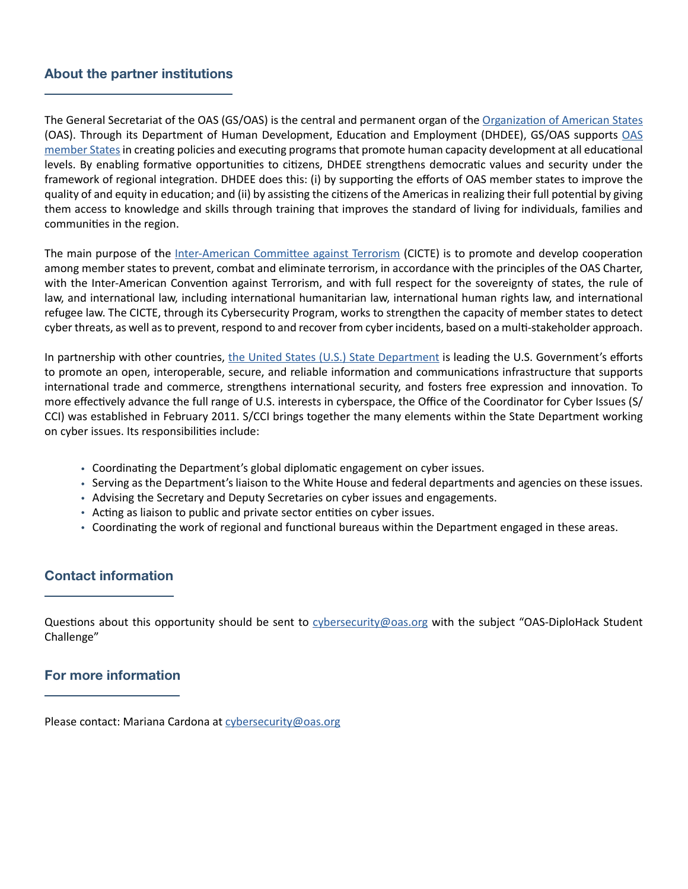## About the partner institutions

The General Secretariat of the OAS (GS/OAS) is the central and permanent organ of the [Organization of American States](#) (OAS). Through its Department of Human Development, Education and Employment (DHDEE), GS/OAS supports [OAS member States](#) in creating policies and executing programs that promote human capacity development at all educational levels. By enabling formative opportunities to citizens, DHDEE strengthens democratic values and security under the framework of regional integration. DHDEE does this: (i) by supporting the efforts of OAS member states to improve the quality of and equity in education; and (ii) by assisting the citizens of the Americas in realizing their full potential by giving them access to knowledge and skills through training that improves the standard of living for individuals, families and communities in the region.

The main purpose of the [Inter-American Committee against Terrorism](#) (CICTE) is to promote and develop cooperation among member states to prevent, combat and eliminate terrorism, in accordance with the principles of the OAS Charter, with the Inter-American Convention against Terrorism, and with full respect for the sovereignty of states, the rule of law, and international law, including international humanitarian law, international human rights law, and international refugee law. The CICTE, through its Cybersecurity Program, works to strengthen the capacity of member states to detect cyber threats, as well as to prevent, respond to and recover from cyber incidents, based on a multi-stakeholder approach.

In partnership with other countries, [the United States (U.S.) State Department](#) is leading the U.S. Government's efforts to promote an open, interoperable, secure, and reliable information and communications infrastructure that supports international trade and commerce, strengthens international security, and fosters free expression and innovation. To more effectively advance the full range of U.S. interests in cyberspace, the Office of the Coordinator for Cyber Issues (S/CCI) was established in February 2011. S/CCI brings together the many elements within the State Department working on cyber issues. Its responsibilities include:

- Coordinating the Department's global diplomatic engagement on cyber issues.
- Serving as the Department's liaison to the White House and federal departments and agencies on these issues.
- Advising the Secretary and Deputy Secretaries on cyber issues and engagements.
- Acting as liaison to public and private sector entities on cyber issues.
- Coordinating the work of regional and functional bureaus within the Department engaged in these areas.

## Contact information

Questions about this opportunity should be sent to [cybersecurity@oas.org](mailto:cybersecurity@oas.org) with the subject "OAS-DiploHack Student Challenge"

## For more information

Please contact: Mariana Cardona at [cybersecurity@oas.org](mailto:cybersecurity@oas.org)